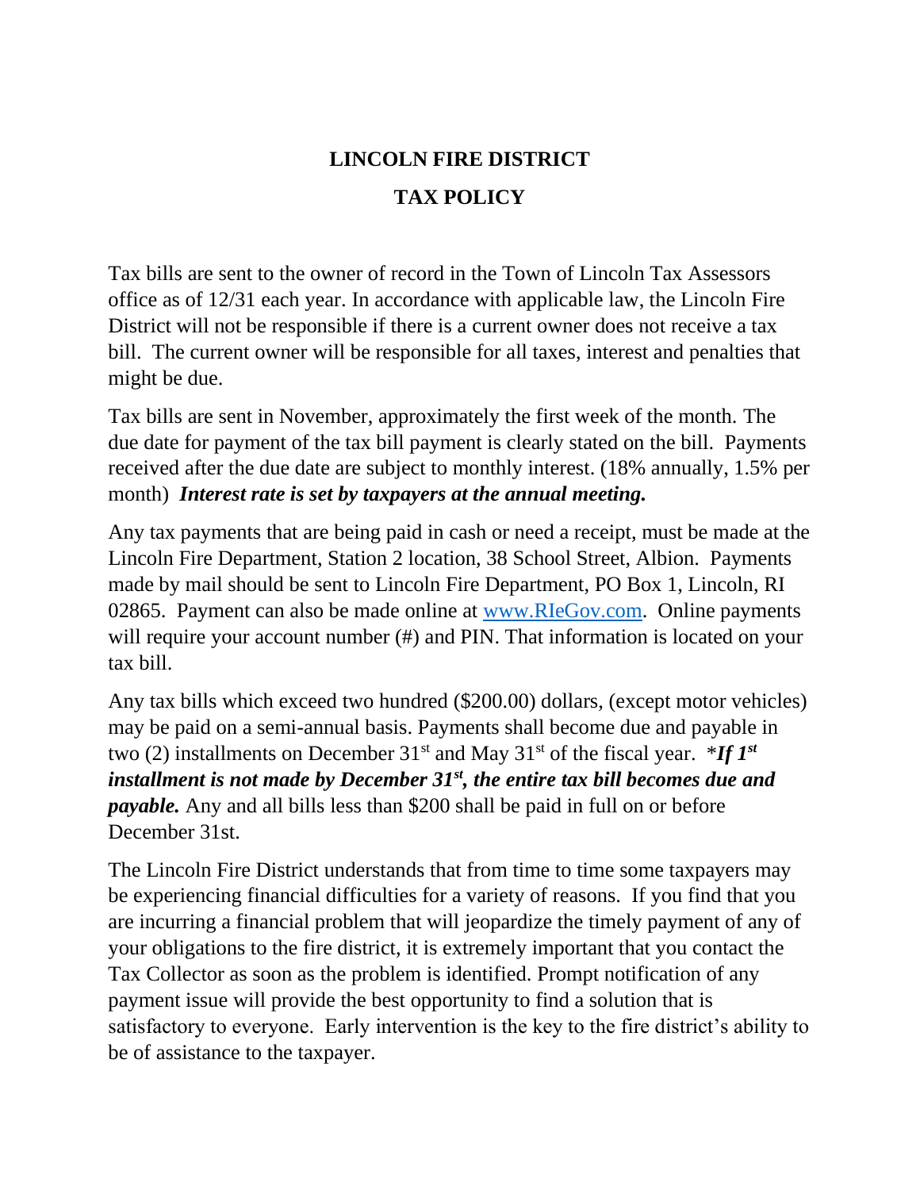# LINCOLN FIRE DISTRICT

## TAX POLICY

Tax bills are sent to the owner of record in the Town of Lincoln Tax Assessors office as of 12/31 each year. In accordance with applicable law, the Lincoln Fire District will not be responsible if there is a current owner does not receive a tax bill. The current owner will be responsible for all taxes, interest and penalties that might be due.

Tax bills are sent in November, approximately the first week of the month. The due date for payment of the tax bill payment is clearly stated on the bill. Payments received after the due date are subject to monthly interest. (18% annually, 1.5% per month) ***Interest rate is set by taxpayers at the annual meeting.***

Any tax payments that are being paid in cash or need a receipt, must be made at the Lincoln Fire Department, Station 2 location, 38 School Street, Albion. Payments made by mail should be sent to Lincoln Fire Department, PO Box 1, Lincoln, RI 02865. Payment can also be made online at [www.RIeGov.com](http://www.RIeGov.com). Online payments will require your account number (#) and PIN. That information is located on your tax bill.

Any tax bills which exceed two hundred ($200.00) dollars, (except motor vehicles) may be paid on a semi-annual basis. Payments shall become due and payable in two (2) installments on December 31st and May 31st of the fiscal year. *\****If 1st installment is not made by December 31st, the entire tax bill becomes due and payable.*** Any and all bills less than $200 shall be paid in full on or before December 31st.

The Lincoln Fire District understands that from time to time some taxpayers may be experiencing financial difficulties for a variety of reasons. If you find that you are incurring a financial problem that will jeopardize the timely payment of any of your obligations to the fire district, it is extremely important that you contact the Tax Collector as soon as the problem is identified. Prompt notification of any payment issue will provide the best opportunity to find a solution that is satisfactory to everyone. Early intervention is the key to the fire district's ability to be of assistance to the taxpayer.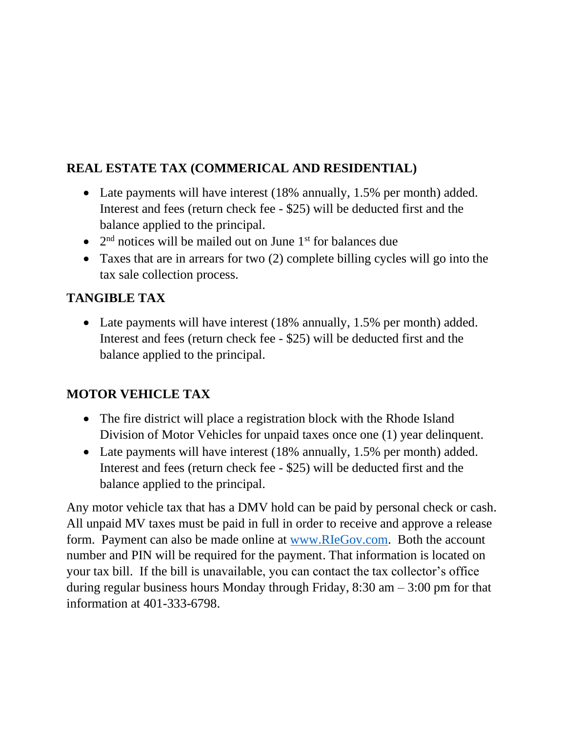## REAL ESTATE TAX (COMMERICAL AND RESIDENTIAL)

- Late payments will have interest (18% annually, 1.5% per month) added. Interest and fees (return check fee - $25) will be deducted first and the balance applied to the principal.
- 2nd notices will be mailed out on June 1st for balances due
- Taxes that are in arrears for two (2) complete billing cycles will go into the tax sale collection process.

## TANGIBLE TAX

- Late payments will have interest (18% annually, 1.5% per month) added. Interest and fees (return check fee - $25) will be deducted first and the balance applied to the principal.

## MOTOR VEHICLE TAX

- The fire district will place a registration block with the Rhode Island Division of Motor Vehicles for unpaid taxes once one (1) year delinquent.
- Late payments will have interest (18% annually, 1.5% per month) added. Interest and fees (return check fee - $25) will be deducted first and the balance applied to the principal.

Any motor vehicle tax that has a DMV hold can be paid by personal check or cash. All unpaid MV taxes must be paid in full in order to receive and approve a release form. Payment can also be made online at [www.RIeGov.com](http://www.RIeGov.com). Both the account number and PIN will be required for the payment. That information is located on your tax bill. If the bill is unavailable, you can contact the tax collector's office during regular business hours Monday through Friday, 8:30 am – 3:00 pm for that information at 401-333-6798.